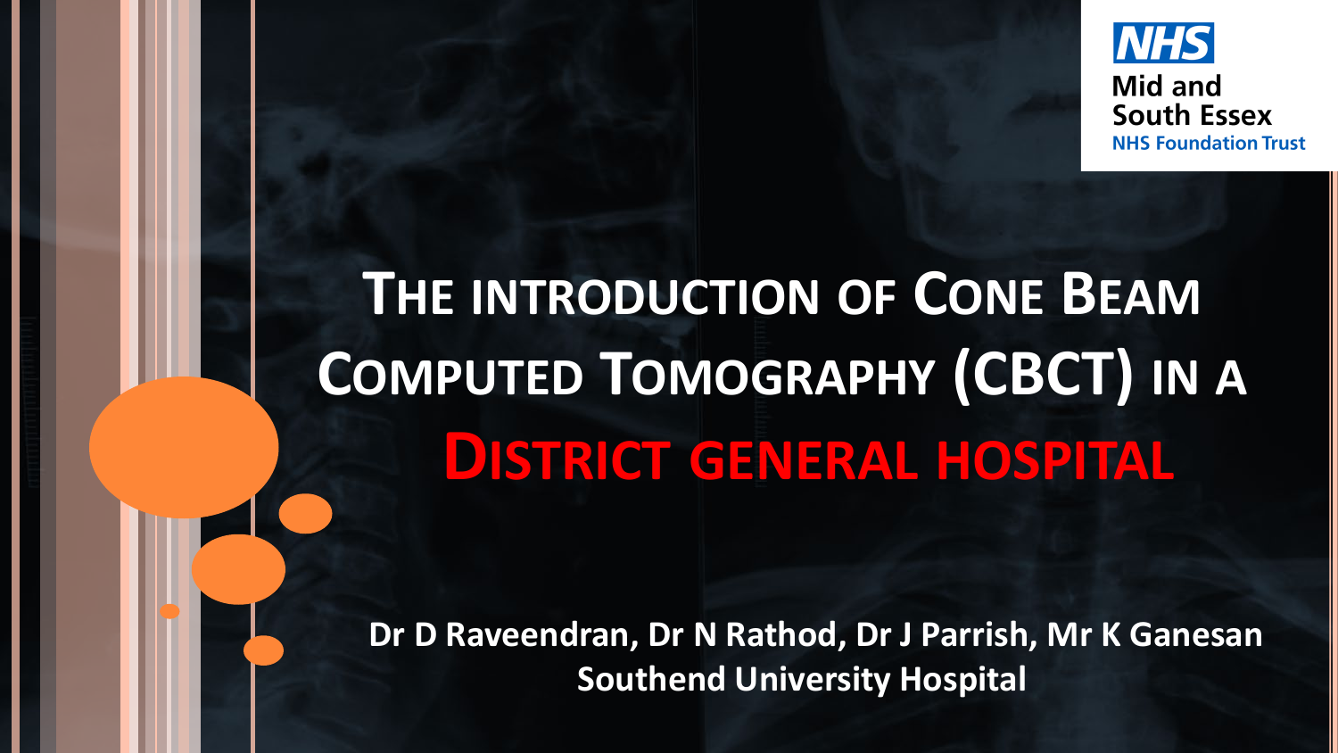Mid and South Essex NHS Foundation Trust

# The introduction of Cone Beam Computed Tomography (CBCT) in a District general hospital

**Dr D Raveendran, Dr N Rathod, Dr J Parrish, Mr K Ganesan**

**Southend University Hospital**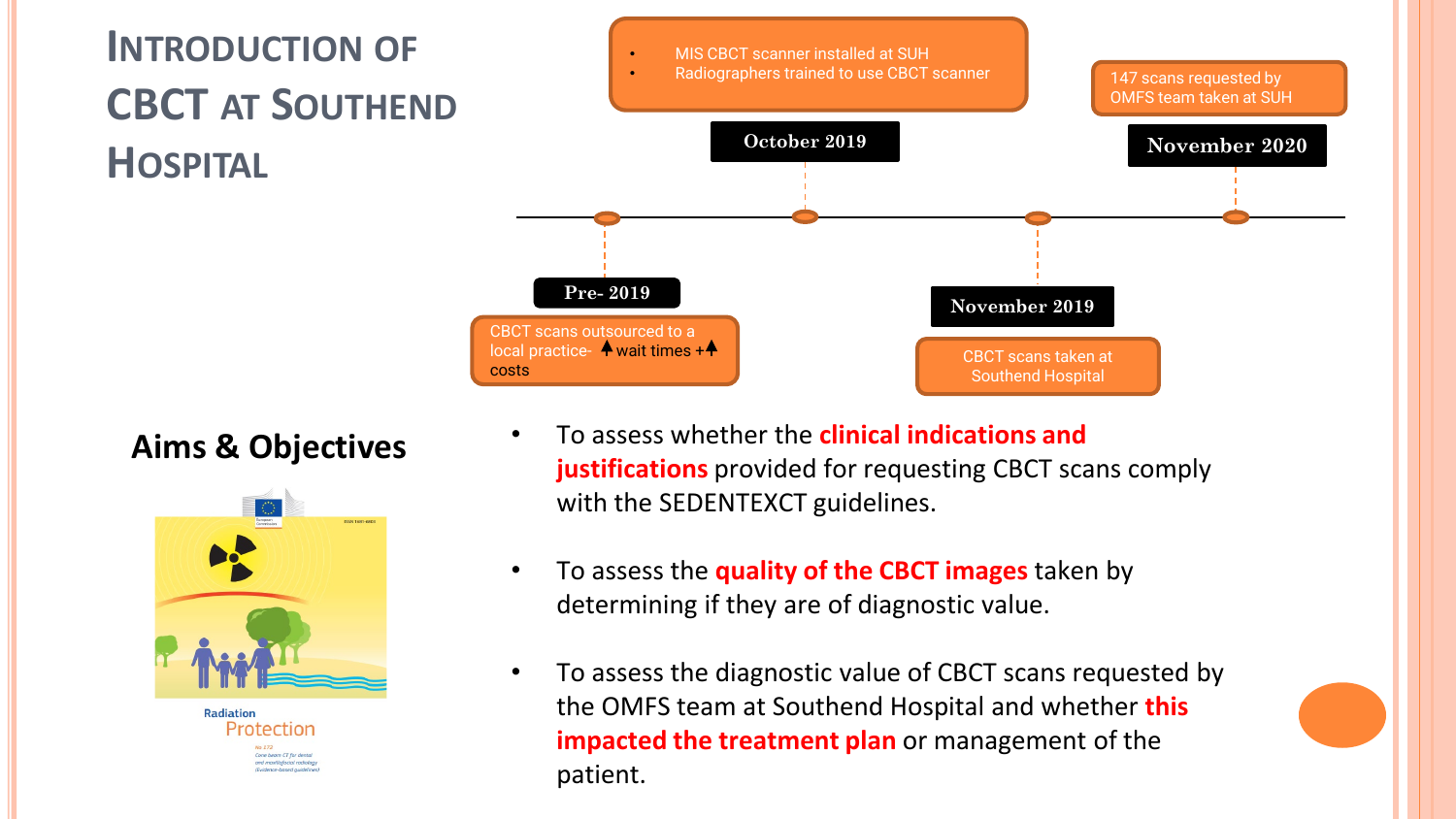# Introduction of CBCT at Southend Hospital

**Pre- 2019**
- CBCT scans outsourced to a local practice- ↑ wait times + ↑ costs

**October 2019**
- MIS CBCT scanner installed at SUH
- Radiographers trained to use CBCT scanner

**November 2019**
- CBCT scans taken at Southend Hospital

**November 2020**
- 147 scans requested by OMFS team taken at SUH

## Aims & Objectives

- To assess whether the **clinical indications and justifications** provided for requesting CBCT scans comply with the SEDENTEXCT guidelines.
- To assess the **quality of the CBCT images** taken by determining if they are of diagnostic value.
- To assess the diagnostic value of CBCT scans requested by the OMFS team at Southend Hospital and whether **this impacted the treatment plan** or management of the patient.

Radiation Protection

No 172
Cone beam CT for dental and maxillofacial radiology (Evidence-based guidelines)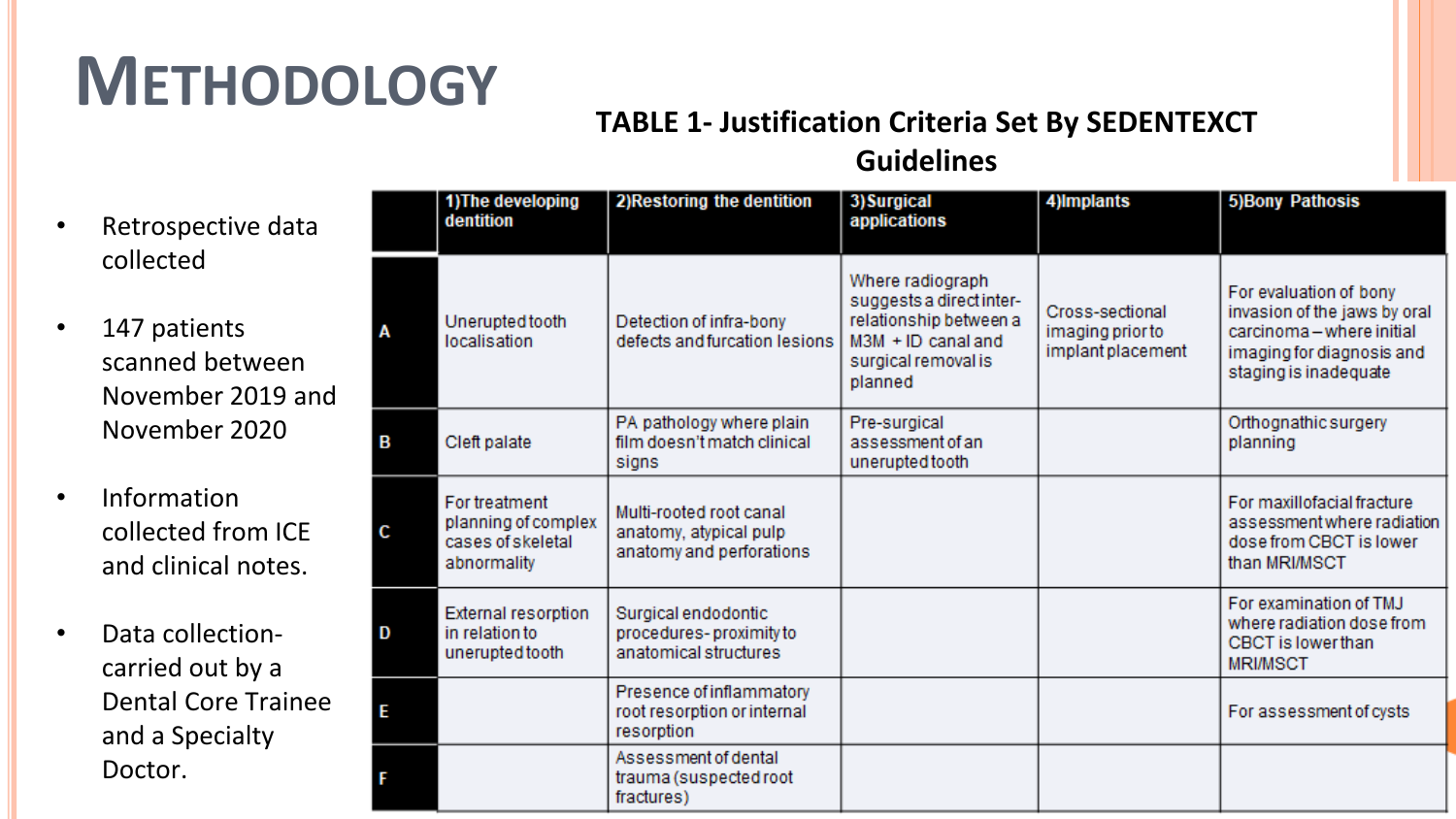# METHODOLOGY

- Retrospective data collected
- 147 patients scanned between November 2019 and November 2020
- Information collected from ICE and clinical notes.
- Data collection- carried out by a Dental Core Trainee and a Specialty Doctor.

**TABLE 1- Justification Criteria Set By SEDENTEXCT Guidelines**

| | 1)The developing dentition | 2)Restoring the dentition | 3)Surgical applications | 4)Implants | 5)Bony Pathosis |
|---|---|---|---|---|---|
| A | Unerupted tooth localisation | Detection of infra-bony defects and furcation lesions | Where radiograph suggests a direct inter-relationship between a M3M + ID canal and surgical removal is planned | Cross-sectional imaging prior to implant placement | For evaluation of bony invasion of the jaws by oral carcinoma – where initial imaging for diagnosis and staging is inadequate |
| B | Cleft palate | PA pathology where plain film doesn't match clinical signs | Pre-surgical assessment of an unerupted tooth | | Orthognathic surgery planning |
| C | For treatment planning of complex cases of skeletal abnormality | Multi-rooted root canal anatomy, atypical pulp anatomy and perforations | | | For maxillofacial fracture assessment where radiation dose from CBCT is lower than MRI/MSCT |
| D | External resorption in relation to unerupted tooth | Surgical endodontic procedures- proximity to anatomical structures | | | For examination of TMJ where radiation dose from CBCT is lower than MRI/MSCT |
| E | | Presence of inflammatory root resorption or internal resorption | | | For assessment of cysts |
| F | | Assessment of dental trauma (suspected root fractures) | | | |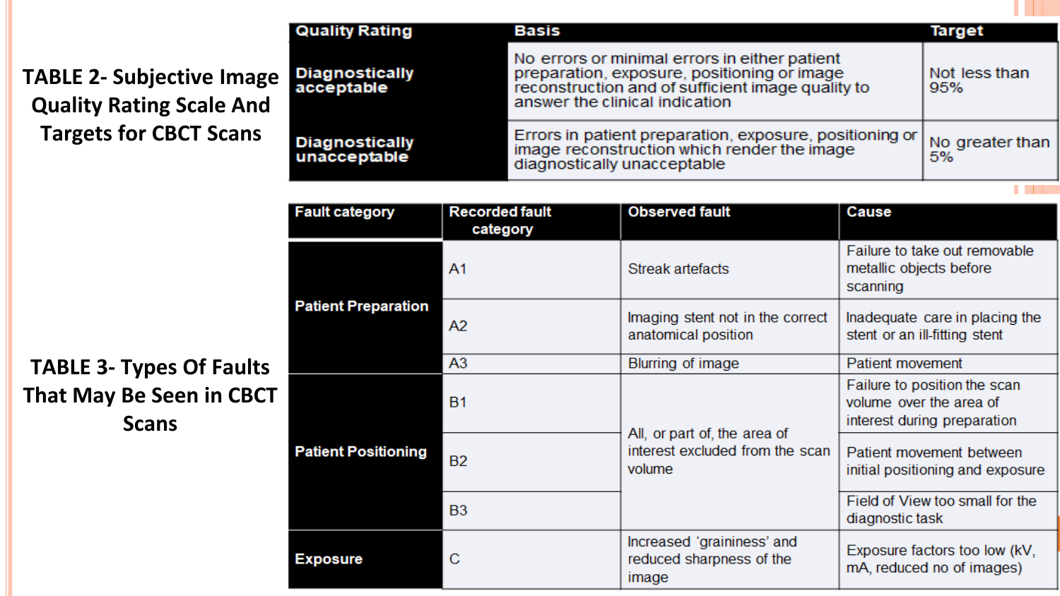## TABLE 2- Subjective Image Quality Rating Scale And Targets for CBCT Scans

| Quality Rating | Basis | Target |
| --- | --- | --- |
| Diagnostically acceptable | No errors or minimal errors in either patient preparation, exposure, positioning or image reconstruction and of sufficient image quality to answer the clinical indication | Not less than 95% |
| Diagnostically unacceptable | Errors in patient preparation, exposure, positioning or image reconstruction which render the image diagnostically unacceptable | No greater than 5% |

## TABLE 3- Types Of Faults That May Be Seen in CBCT Scans

| Fault category | Recorded fault category | Observed fault | Cause |
| --- | --- | --- | --- |
| Patient Preparation | A1 | Streak artefacts | Failure to take out removable metallic objects before scanning |
| | A2 | Imaging stent not in the correct anatomical position | Inadequate care in placing the stent or an ill-fitting stent |
| | A3 | Blurring of image | Patient movement |
| Patient Positioning | B1 | All, or part of, the area of interest excluded from the scan volume | Failure to position the scan volume over the area of interest during preparation |
| | B2 | | Patient movement between initial positioning and exposure |
| | B3 | | Field of View too small for the diagnostic task |
| Exposure | C | Increased 'graininess' and reduced sharpness of the image | Exposure factors too low (kV, mA, reduced no of images) |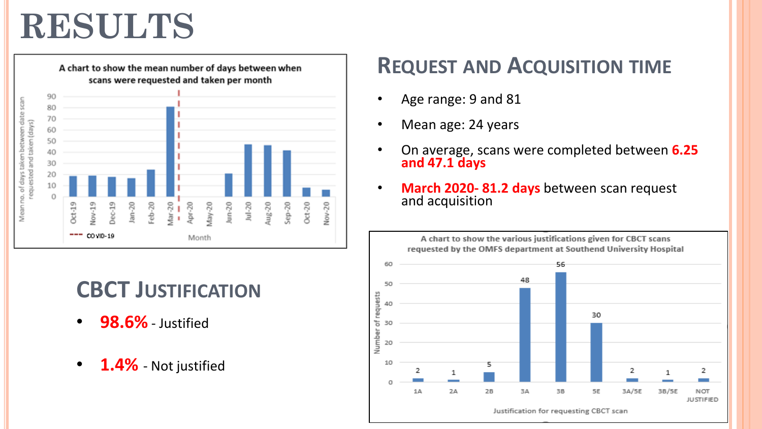# RESULTS

A chart to show the mean number of days between when scans were requested and taken per month

| Month | Mean no. of days taken between date scan requested and taken (days) |
|---|---|
| Oct-19 | ~19 |
| Nov-19 | ~19 |
| Dec-19 | ~18 |
| Jan-20 | ~17 |
| Feb-20 | ~24 |
| Mar-20 | ~81 |
| Apr-20 | |
| May-20 | |
| Jun-20 | ~21 |
| Jul-20 | ~47 |
| Aug-20 | ~46 |
| Sep-20 | ~42 |
| Oct-20 | ~8 |
| Nov-20 | ~6 |

COVID-19 (marked between Mar-20 and Apr-20)

## Request and Acquisition Time

- Age range: 9 and 81
- Mean age: 24 years
- On average, scans were completed between **6.25 and 47.1 days**
- **March 2020- 81.2 days** between scan request and acquisition

## CBCT Justification

- **98.6%** - Justified
- **1.4%** - Not justified

A chart to show the various justifications given for CBCT scans requested by the OMFS department at Southend University Hospital

| Justification for requesting CBCT scan | Number of requests |
|---|---|
| 1A | 2 |
| 2A | 1 |
| 2B | 5 |
| 3A | 48 |
| 3B | 56 |
| 5E | 30 |
| 3A/5E | 2 |
| 3B/5E | 1 |
| NOT JUSTIFIED | 2 |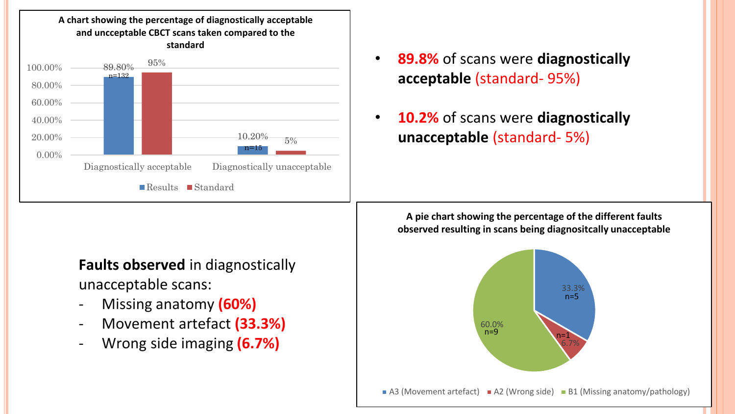**A chart showing the percentage of diagnostically acceptable and uncceptable CBCT scans taken compared to the standard**

| | Results | Standard |
|---|---|---|
| Diagnostically acceptable | 89.80% (n=132) | 95% |
| Diagnostically unacceptable | 10.20% (n=15) | 5% |

- **89.8%** of scans were **diagnostically acceptable** (standard- 95%)
- **10.2%** of scans were **diagnostically unacceptable** (standard- 5%)

**Faults observed** in diagnostically unacceptable scans:

- Missing anatomy **(60%)**
- Movement artefact **(33.3%)**
- Wrong side imaging **(6.7%)**

**A pie chart showing the percentage of the different faults observed resulting in scans being diagnositcally unacceptable**

| Fault | Percentage | n |
|---|---|---|
| A3 (Movement artefact) | 33.3% | n=5 |
| A2 (Wrong side) | 6.7% | n=1 |
| B1 (Missing anatomy/pathology) | 60.0% | n=9 |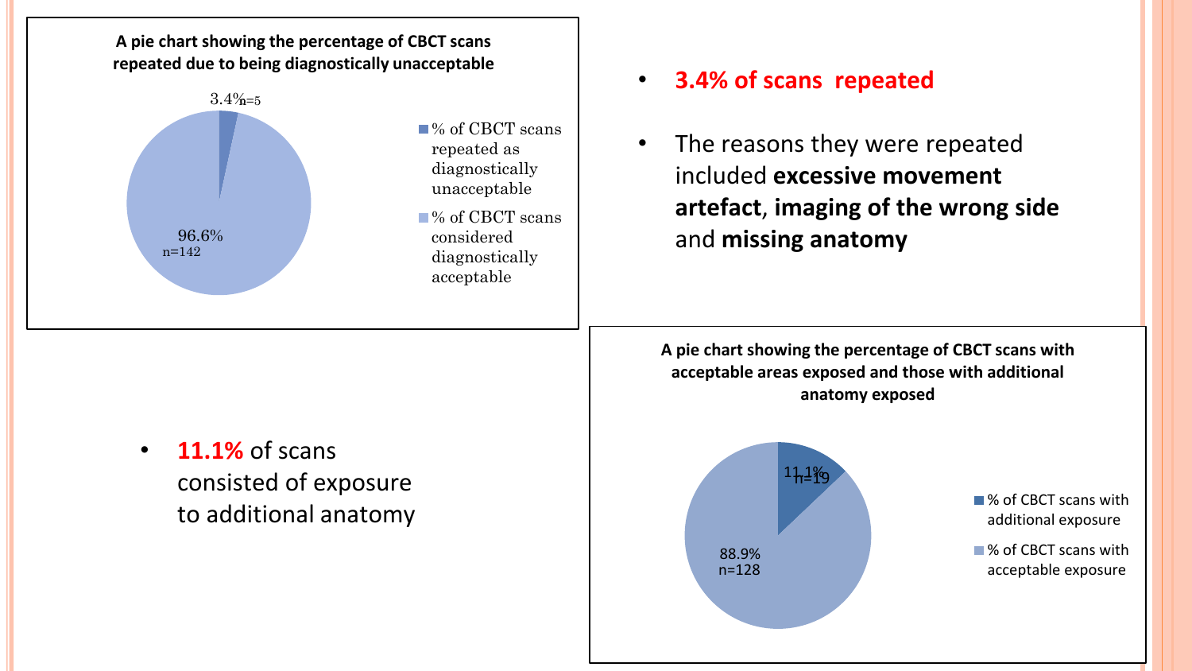**A pie chart showing the percentage of CBCT scans repeated due to being diagnostically unacceptable**

3.4% n=5

96.6% n=142

- % of CBCT scans repeated as diagnostically unacceptable
- % of CBCT scans considered diagnostically acceptable

- **3.4% of scans repeated**
- The reasons they were repeated included **excessive movement artefact**, **imaging of the wrong side** and **missing anatomy**

- **11.1%** of scans consisted of exposure to additional anatomy

**A pie chart showing the percentage of CBCT scans with acceptable areas exposed and those with additional anatomy exposed**

11.1% n=19

88.9% n=128

- % of CBCT scans with additional exposure
- % of CBCT scans with acceptable exposure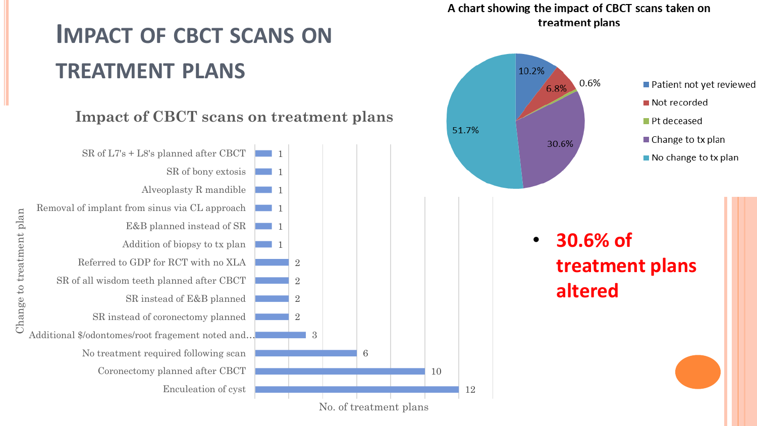# Impact of CBCT scans on treatment plans

### Impact of CBCT scans on treatment plans

| Change to treatment plan | No. of treatment plans |
| --- | --- |
| SR of L7's + L8's planned after CBCT | 1 |
| SR of bony extosis | 1 |
| Alveoplasty R mandible | 1 |
| Removal of implant from sinus via CL approach | 1 |
| E&B planned instead of SR | 1 |
| Addition of biopsy to tx plan | 1 |
| Referred to GDP for RCT with no XLA | 2 |
| SR of all wisdom teeth planned after CBCT | 2 |
| SR instead of E&B planned | 2 |
| SR instead of coronectomy planned | 2 |
| Additional $/odontomes/root fragement noted and… | 3 |
| No treatment required following scan | 6 |
| Coronectomy planned after CBCT | 10 |
| Enuleation of cyst | 12 |

### A chart showing the impact of CBCT scans taken on treatment plans

| Category | Percentage |
| --- | --- |
| Patient not yet reviewed | 10.2% |
| Not recorded | 6.8% |
| Pt deceased | 0.6% |
| Change to tx plan | 30.6% |
| No change to tx plan | 51.7% |

- **30.6% of treatment plans altered**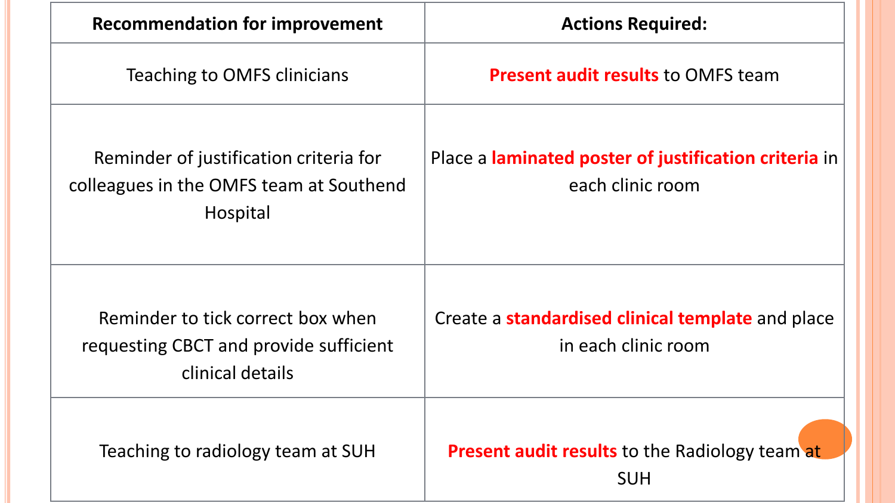| Recommendation for improvement | Actions Required: |
|---|---|
| Teaching to OMFS clinicians | **Present audit results** to OMFS team |
| Reminder of justification criteria for colleagues in the OMFS team at Southend Hospital | Place a **laminated poster of justification criteria** in each clinic room |
| Reminder to tick correct box when requesting CBCT and provide sufficient clinical details | Create a **standardised clinical template** and place in each clinic room |
| Teaching to radiology team at SUH | **Present audit results** to the Radiology team at SUH |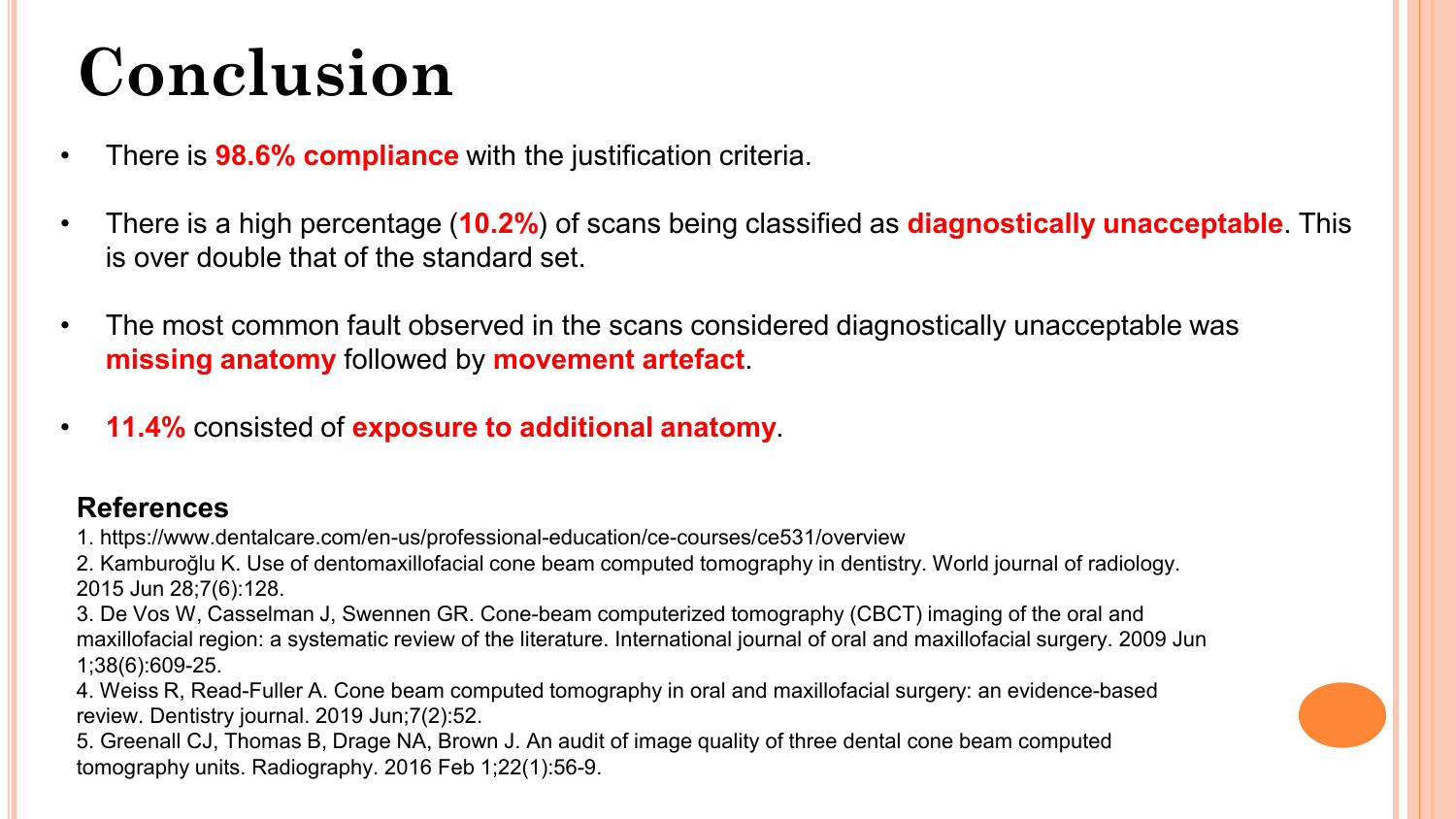# Conclusion

- There is **98.6% compliance** with the justification criteria.
- There is a high percentage (**10.2%**) of scans being classified as **diagnostically unacceptable**. This is over double that of the standard set.
- The most common fault observed in the scans considered diagnostically unacceptable was **missing anatomy** followed by **movement artefact**.
- **11.4%** consisted of **exposure to additional anatomy**.

**References**

1. https://www.dentalcare.com/en-us/professional-education/ce-courses/ce531/overview
2. Kamburoğlu K. Use of dentomaxillofacial cone beam computed tomography in dentistry. World journal of radiology. 2015 Jun 28;7(6):128.
3. De Vos W, Casselman J, Swennen GR. Cone-beam computerized tomography (CBCT) imaging of the oral and maxillofacial region: a systematic review of the literature. International journal of oral and maxillofacial surgery. 2009 Jun 1;38(6):609-25.
4. Weiss R, Read-Fuller A. Cone beam computed tomography in oral and maxillofacial surgery: an evidence-based review. Dentistry journal. 2019 Jun;7(2):52.
5. Greenall CJ, Thomas B, Drage NA, Brown J. An audit of image quality of three dental cone beam computed tomography units. Radiography. 2016 Feb 1;22(1):56-9.